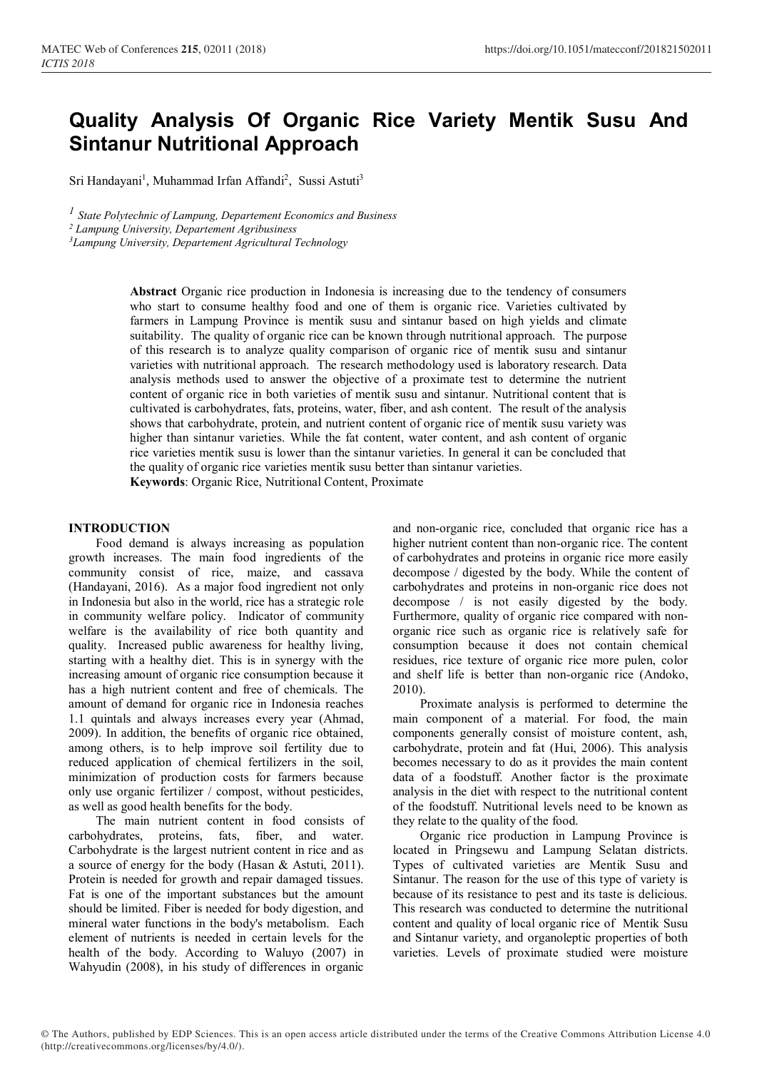# Quality Analysis Of Organic Rice Variety Mentik Susu And Sintanur Nutritional Approach

Sri Handayani[1], Muhammad Irfan Affandi[2], Sussi Astuti[3]

[1] *State Polytechnic of Lampung, Departement Economics and Business*
[2] *Lampung University, Departement Agribusiness*
[3] *Lampung University, Departement Agricultural Technology*

**Abstract** Organic rice production in Indonesia is increasing due to the tendency of consumers who start to consume healthy food and one of them is organic rice. Varieties cultivated by farmers in Lampung Province is mentik susu and sintanur based on high yields and climate suitability. The quality of organic rice can be known through nutritional approach. The purpose of this research is to analyze quality comparison of organic rice of mentik susu and sintanur varieties with nutritional approach. The research methodology used is laboratory research. Data analysis methods used to answer the objective of a proximate test to determine the nutrient content of organic rice in both varieties of mentik susu and sintanur. Nutritional content that is cultivated is carbohydrates, fats, proteins, water, fiber, and ash content. The result of the analysis shows that carbohydrate, protein, and nutrient content of organic rice of mentik susu variety was higher than sintanur varieties. While the fat content, water content, and ash content of organic rice varieties mentik susu is lower than the sintanur varieties. In general it can be concluded that the quality of organic rice varieties mentik susu better than sintanur varieties.

**Keywords**: Organic Rice, Nutritional Content, Proximate

## INTRODUCTION

Food demand is always increasing as population growth increases. The main food ingredients of the community consist of rice, maize, and cassava (Handayani, 2016). As a major food ingredient not only in Indonesia but also in the world, rice has a strategic role in community welfare policy. Indicator of community welfare is the availability of rice both quantity and quality. Increased public awareness for healthy living, starting with a healthy diet. This is in synergy with the increasing amount of organic rice consumption because it has a high nutrient content and free of chemicals. The amount of demand for organic rice in Indonesia reaches 1.1 quintals and always increases every year (Ahmad, 2009). In addition, the benefits of organic rice obtained, among others, is to help improve soil fertility due to reduced application of chemical fertilizers in the soil, minimization of production costs for farmers because only use organic fertilizer / compost, without pesticides, as well as good health benefits for the body.

The main nutrient content in food consists of carbohydrates, proteins, fats, fiber, and water. Carbohydrate is the largest nutrient content in rice and as a source of energy for the body (Hasan & Astuti, 2011). Protein is needed for growth and repair damaged tissues. Fat is one of the important substances but the amount should be limited. Fiber is needed for body digestion, and mineral water functions in the body's metabolism. Each element of nutrients is needed in certain levels for the health of the body. According to Waluyo (2007) in Wahyudin (2008), in his study of differences in organic and non-organic rice, concluded that organic rice has a higher nutrient content than non-organic rice. The content of carbohydrates and proteins in organic rice more easily decompose / digested by the body. While the content of carbohydrates and proteins in non-organic rice does not decompose / is not easily digested by the body. Furthermore, quality of organic rice compared with non-organic rice such as organic rice is relatively safe for consumption because it does not contain chemical residues, rice texture of organic rice more pulen, color and shelf life is better than non-organic rice (Andoko, 2010).

Proximate analysis is performed to determine the main component of a material. For food, the main components generally consist of moisture content, ash, carbohydrate, protein and fat (Hui, 2006). This analysis becomes necessary to do as it provides the main content data of a foodstuff. Another factor is the proximate analysis in the diet with respect to the nutritional content of the foodstuff. Nutritional levels need to be known as they relate to the quality of the food.

Organic rice production in Lampung Province is located in Pringsewu and Lampung Selatan districts. Types of cultivated varieties are Mentik Susu and Sintanur. The reason for the use of this type of variety is because of its resistance to pest and its taste is delicious. This research was conducted to determine the nutritional content and quality of local organic rice of Mentik Susu and Sintanur variety, and organoleptic properties of both varieties. Levels of proximate studied were moisture

© The Authors, published by EDP Sciences. This is an open access article distributed under the terms of the Creative Commons Attribution License 4.0 (http://creativecommons.org/licenses/by/4.0/).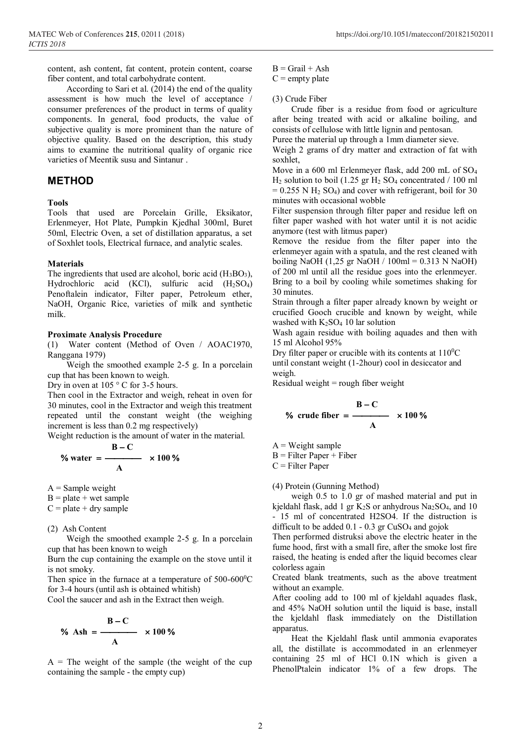content, ash content, fat content, protein content, coarse fiber content, and total carbohydrate content.

According to Sari et al. (2014) the end of the quality assessment is how much the level of acceptance / consumer preferences of the product in terms of quality components. In general, food products, the value of subjective quality is more prominent than the nature of objective quality. Based on the description, this study aims to examine the nutritional quality of organic rice varieties of Meentik susu and Sintanur .

## METHOD

### Tools

Tools that used are Porcelain Grille, Eksikator, Erlenmeyer, Hot Plate, Pumpkin Kjedhal 300ml, Buret 50ml, Electric Oven, a set of distillation apparatus, a set of Soxhlet tools, Electrical furnace, and analytic scales.

### Materials

The ingredients that used are alcohol, boric acid ($H_3BO_3$), Hydrochloric acid (KCl), sulfuric acid ($H_2SO_4$) Penoftalein indicator, Filter paper, Petroleum ether, NaOH, Organic Rice, varieties of milk and synthetic milk.

### Proximate Analysis Procedure

(1) Water content (Method of Oven / AOAC1970, Ranggana 1979)

Weigh the smoothed example 2-5 g. In a porcelain cup that has been known to weigh.

Dry in oven at 105 ° C for 3-5 hours.

Then cool in the Extractor and weigh, reheat in oven for 30 minutes, cool in the Extractor and weigh this treatment repeated until the constant weight (the weighing increment is less than 0.2 mg respectively)

Weight reduction is the amount of water in the material.

$$\% \text{ water} = \frac{B - C}{A} \times 100\,\%$$

A = Sample weight
B = plate + wet sample
C = plate + dry sample

(2) Ash Content

Weigh the smoothed example 2-5 g. In a porcelain cup that has been known to weigh

Burn the cup containing the example on the stove until it is not smoky.

Then spice in the furnace at a temperature of 500-600$^0$C for 3-4 hours (until ash is obtained whitish)

Cool the saucer and ash in the Extract then weigh.

$$\% \text{ Ash} = \frac{B - C}{A} \times 100\,\%$$

A = The weight of the sample (the weight of the cup containing the sample - the empty cup)
B = Grail + Ash
C = empty plate

(3) Crude Fiber

Crude fiber is a residue from food or agriculture after being treated with acid or alkaline boiling, and consists of cellulose with little lignin and pentosan.

Puree the material up through a 1mm diameter sieve.

Weigh 2 grams of dry matter and extraction of fat with soxhlet,

Move in a 600 ml Erlenmeyer flask, add 200 mL of $SO_4$ $H_2$ solution to boil (1.25 gr $H_2$ $SO_4$ concentrated / 100 ml = 0.255 N $H_2$ $SO_4$) and cover with refrigerant, boil for 30 minutes with occasional wobble

Filter suspension through filter paper and residue left on filter paper washed with hot water until it is not acidic anymore (test with litmus paper)

Remove the residue from the filter paper into the erlenmeyer again with a spatula, and the rest cleaned with boiling NaOH (1,25 gr NaOH / 100ml = 0.313 N NaOH) of 200 ml until all the residue goes into the erlenmeyer. Bring to a boil by cooling while sometimes shaking for 30 minutes.

Strain through a filter paper already known by weight or crucified Gooch crucible and known by weight, while washed with $K_2SO_4$ 10 lar solution

Wash again residue with boiling aquades and then with 15 ml Alcohol 95%

Dry filter paper or crucible with its contents at 110$^0$C until constant weight (1-2hour) cool in desiccator and weigh.

Residual weight = rough fiber weight

$$\% \text{ crude fiber} = \frac{B - C}{A} \times 100\,\%$$

A = Weight sample
B = Filter Paper + Fiber
C = Filter Paper

(4) Protein (Gunning Method)

weigh 0.5 to 1.0 gr of mashed material and put in kjeldahl flask, add 1 gr $K_2S$ or anhydrous $Na_2SO_4$, and 10 - 15 ml of concentrated H2SO4. If the distruction is difficult to be added 0.1 - 0.3 gr $CuSO_4$ and gojok

Then performed distruksi above the electric heater in the fume hood, first with a small fire, after the smoke lost fire raised, the heating is ended after the liquid becomes clear colorless again

Created blank treatments, such as the above treatment without an example.

After cooling add to 100 ml of kjeldahl aquades flask, and 45% NaOH solution until the liquid is base, install the kjeldahl flask immediately on the Distillation apparatus.

Heat the Kjeldahl flask until ammonia evaporates all, the distillate is accommodated in an erlenmeyer containing 25 ml of HCl 0.1N which is given a PhenolPtalein indicator 1% of a few drops. The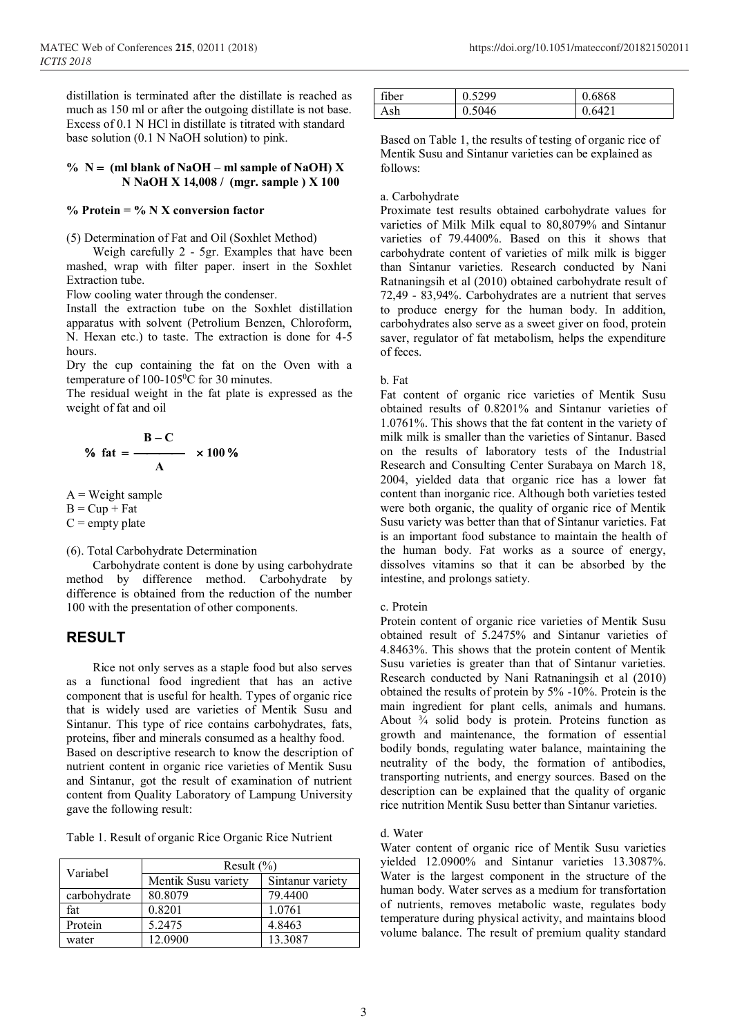distillation is terminated after the distillate is reached as much as 150 ml or after the outgoing distillate is not base. Excess of 0.1 N HCl in distillate is titrated with standard base solution (0.1 N NaOH solution) to pink.

**% N = (ml blank of NaOH – ml sample of NaOH) X N NaOH X 14,008 / (mgr. sample ) X 100**

**% Protein = % N X conversion factor**

(5) Determination of Fat and Oil (Soxhlet Method)

Weigh carefully 2 - 5gr. Examples that have been mashed, wrap with filter paper. insert in the Soxhlet Extraction tube.

Flow cooling water through the condenser.

Install the extraction tube on the Soxhlet distillation apparatus with solvent (Petrolium Benzen, Chloroform, N. Hexan etc.) to taste. The extraction is done for 4-5 hours.

Dry the cup containing the fat on the Oven with a temperature of 100-105$^0$C for 30 minutes.

The residual weight in the fat plate is expressed as the weight of fat and oil

$$\% \text{ fat} = \frac{B - C}{A} \times 100\,\%$$

A = Weight sample
B = Cup + Fat
C = empty plate

(6). Total Carbohydrate Determination

Carbohydrate content is done by using carbohydrate method by difference method. Carbohydrate by difference is obtained from the reduction of the number 100 with the presentation of other components.

## RESULT

Rice not only serves as a staple food but also serves as a functional food ingredient that has an active component that is useful for health. Types of organic rice that is widely used are varieties of Mentik Susu and Sintanur. This type of rice contains carbohydrates, fats, proteins, fiber and minerals consumed as a healthy food.
Based on descriptive research to know the description of nutrient content in organic rice varieties of Mentik Susu and Sintanur, got the result of examination of nutrient content from Quality Laboratory of Lampung University gave the following result:

Table 1. Result of organic Rice Organic Rice Nutrient

| Variabel | Result (%) | |
|---|---|---|
| | Mentik Susu variety | Sintanur variety |
| carbohydrate | 80.8079 | 79.4400 |
| fat | 0.8201 | 1.0761 |
| Protein | 5.2475 | 4.8463 |
| water | 12.0900 | 13.3087 |
| fiber | 0.5299 | 0.6868 |
| Ash | 0.5046 | 0.6421 |

Based on Table 1, the results of testing of organic rice of Mentik Susu and Sintanur varieties can be explained as follows:

a. Carbohydrate

Proximate test results obtained carbohydrate values for varieties of Milk Milk equal to 80,8079% and Sintanur varieties of 79.4400%. Based on this it shows that carbohydrate content of varieties of milk milk is bigger than Sintanur varieties. Research conducted by Nani Ratnaningsih et al (2010) obtained carbohydrate result of 72,49 - 83,94%. Carbohydrates are a nutrient that serves to produce energy for the human body. In addition, carbohydrates also serve as a sweet giver on food, protein saver, regulator of fat metabolism, helps the expenditure of feces.

b. Fat

Fat content of organic rice varieties of Mentik Susu obtained results of 0.8201% and Sintanur varieties of 1.0761%. This shows that the fat content in the variety of milk milk is smaller than the varieties of Sintanur. Based on the results of laboratory tests of the Industrial Research and Consulting Center Surabaya on March 18, 2004, yielded data that organic rice has a lower fat content than inorganic rice. Although both varieties tested were both organic, the quality of organic rice of Mentik Susu variety was better than that of Sintanur varieties. Fat is an important food substance to maintain the health of the human body. Fat works as a source of energy, dissolves vitamins so that it can be absorbed by the intestine, and prolongs satiety.

c. Protein

Protein content of organic rice varieties of Mentik Susu obtained result of 5.2475% and Sintanur varieties of 4.8463%. This shows that the protein content of Mentik Susu varieties is greater than that of Sintanur varieties. Research conducted by Nani Ratnaningsih et al (2010) obtained the results of protein by 5% -10%. Protein is the main ingredient for plant cells, animals and humans. About ¾ solid body is protein. Proteins function as growth and maintenance, the formation of essential bodily bonds, regulating water balance, maintaining the neutrality of the body, the formation of antibodies, transporting nutrients, and energy sources. Based on the description can be explained that the quality of organic rice nutrition Mentik Susu better than Sintanur varieties.

d. Water

Water content of organic rice of Mentik Susu varieties yielded 12.0900% and Sintanur varieties 13.3087%. Water is the largest component in the structure of the human body. Water serves as a medium for transfortation of nutrients, removes metabolic waste, regulates body temperature during physical activity, and maintains blood volume balance. The result of premium quality standard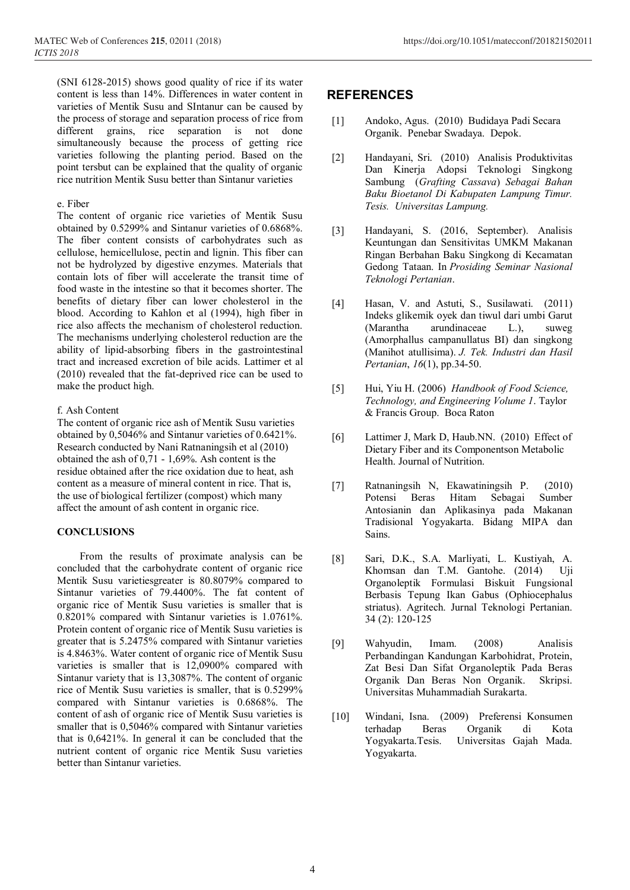(SNI 6128-2015) shows good quality of rice if its water content is less than 14%. Differences in water content in varieties of Mentik Susu and SIntanur can be caused by the process of storage and separation process of rice from different grains, rice separation is not done simultaneously because the process of getting rice varieties following the planting period. Based on the point tersbut can be explained that the quality of organic rice nutrition Mentik Susu better than Sintanur varieties

e. Fiber

The content of organic rice varieties of Mentik Susu obtained by 0.5299% and Sintanur varieties of 0.6868%. The fiber content consists of carbohydrates such as cellulose, hemicellulose, pectin and lignin. This fiber can not be hydrolyzed by digestive enzymes. Materials that contain lots of fiber will accelerate the transit time of food waste in the intestine so that it becomes shorter. The benefits of dietary fiber can lower cholesterol in the blood. According to Kahlon et al (1994), high fiber in rice also affects the mechanism of cholesterol reduction. The mechanisms underlying cholesterol reduction are the ability of lipid-absorbing fibers in the gastrointestinal tract and increased excretion of bile acids. Lattimer et al (2010) revealed that the fat-deprived rice can be used to make the product high.

f. Ash Content

The content of organic rice ash of Mentik Susu varieties obtained by 0,5046% and Sintanur varieties of 0.6421%. Research conducted by Nani Ratnaningsih et al (2010) obtained the ash of 0,71 - 1,69%. Ash content is the residue obtained after the rice oxidation due to heat, ash content as a measure of mineral content in rice. That is, the use of biological fertilizer (compost) which many affect the amount of ash content in organic rice.

## CONCLUSIONS

From the results of proximate analysis can be concluded that the carbohydrate content of organic rice Mentik Susu varietiesgreater is 80.8079% compared to Sintanur varieties of 79.4400%. The fat content of organic rice of Mentik Susu varieties is smaller that is 0.8201% compared with Sintanur varieties is 1.0761%. Protein content of organic rice of Mentik Susu varieties is greater that is 5.2475% compared with Sintanur varieties is 4.8463%. Water content of organic rice of Mentik Susu varieties is smaller that is 12,0900% compared with Sintanur variety that is 13,3087%. The content of organic rice of Mentik Susu varieties is smaller, that is 0.5299% compared with Sintanur varieties is 0.6868%. The content of ash of organic rice of Mentik Susu varieties is smaller that is 0,5046% compared with Sintanur varieties that is 0,6421%. In general it can be concluded that the nutrient content of organic rice Mentik Susu varieties better than Sintanur varieties.

## REFERENCES

[1] Andoko, Agus. (2010) Budidaya Padi Secara Organik. Penebar Swadaya. Depok.

[2] Handayani, Sri. (2010) Analisis Produktivitas Dan Kinerja Adopsi Teknologi Singkong Sambung (*Grafting Cassava*) *Sebagai Bahan Baku Bioetanol Di Kabupaten Lampung Timur. Tesis. Universitas Lampung.*

[3] Handayani, S. (2016, September). Analisis Keuntungan dan Sensitivitas UMKM Makanan Ringan Berbahan Baku Singkong di Kecamatan Gedong Tataan. In *Prosiding Seminar Nasional Teknologi Pertanian*.

[4] Hasan, V. and Astuti, S., Susilawati. (2011) Indeks glikemik oyek dan tiwul dari umbi Garut (Marantha arundinaceae L.), suweg (Amorphallus campanullatus BI) dan singkong (Manihot atullisima). *J. Tek. Industri dan Hasil Pertanian*, *16*(1), pp.34-50.

[5] Hui, Yiu H. (2006) *Handbook of Food Science, Technology, and Engineering Volume 1*. Taylor & Francis Group. Boca Raton

[6] Lattimer J, Mark D, Haub.NN. (2010) Effect of Dietary Fiber and its Componentson Metabolic Health. Journal of Nutrition.

[7] Ratnaningsih N, Ekawatiningsih P. (2010) Potensi Beras Hitam Sebagai Sumber Antosianin dan Aplikasinya pada Makanan Tradisional Yogyakarta. Bidang MIPA dan Sains.

[8] Sari, D.K., S.A. Marliyati, L. Kustiyah, A. Khomsan dan T.M. Gantohe. (2014) Uji Organoleptik Formulasi Biskuit Fungsional Berbasis Tepung Ikan Gabus (Ophiocephalus striatus). Agritech. Jurnal Teknologi Pertanian. 34 (2): 120-125

[9] Wahyudin, Imam. (2008) Analisis Perbandingan Kandungan Karbohidrat, Protein, Zat Besi Dan Sifat Organoleptik Pada Beras Organik Dan Beras Non Organik. Skripsi. Universitas Muhammadiah Surakarta.

[10] Windani, Isna. (2009) Preferensi Konsumen terhadap Beras Organik di Kota Yogyakarta.Tesis. Universitas Gajah Mada. Yogyakarta.